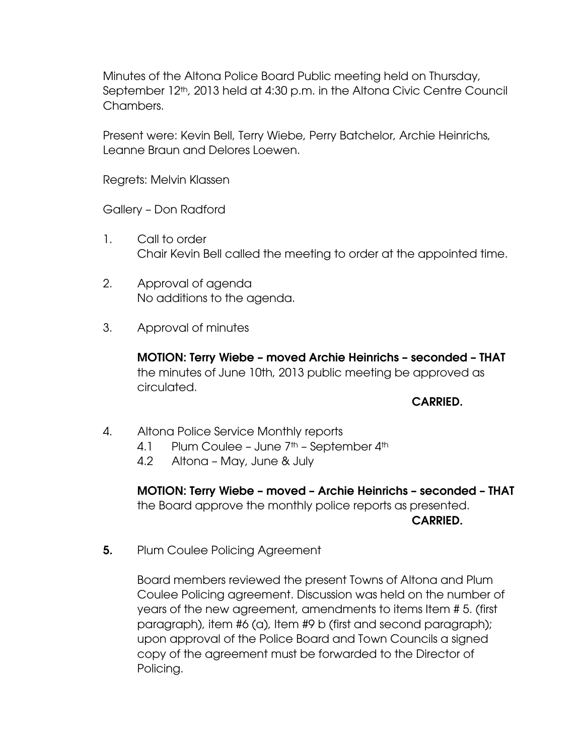Minutes of the Altona Police Board Public meeting held on Thursday, September 12th, 2013 held at 4:30 p.m. in the Altona Civic Centre Council Chambers.

Present were: Kevin Bell, Terry Wiebe, Perry Batchelor, Archie Heinrichs, Leanne Braun and Delores Loewen.

Regrets: Melvin Klassen

Gallery – Don Radford

1. Call to order
   Chair Kevin Bell called the meeting to order at the appointed time.

2. Approval of agenda
   No additions to the agenda.

3. Approval of minutes

   **MOTION: Terry Wiebe – moved Archie Heinrichs – seconded – THAT** the minutes of June 10th, 2013 public meeting be approved as circulated.

   **CARRIED.**

4. Altona Police Service Monthly reports
   - 4.1 Plum Coulee – June 7th – September 4th
   - 4.2 Altona – May, June & July

   **MOTION: Terry Wiebe – moved – Archie Heinrichs – seconded – THAT** the Board approve the monthly police reports as presented.

   **CARRIED.**

**5.** Plum Coulee Policing Agreement

   Board members reviewed the present Towns of Altona and Plum Coulee Policing agreement. Discussion was held on the number of years of the new agreement, amendments to items Item # 5. (first paragraph), item #6 (a), Item #9 b (first and second paragraph); upon approval of the Police Board and Town Councils a signed copy of the agreement must be forwarded to the Director of Policing.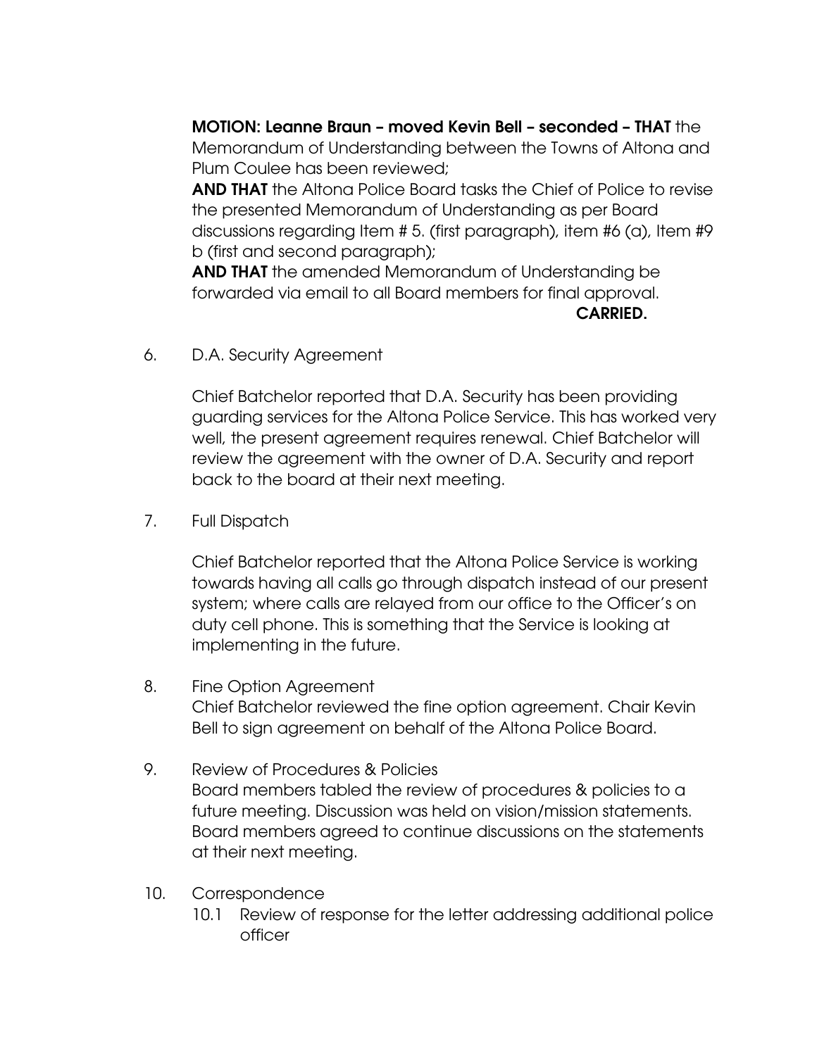**MOTION: Leanne Braun – moved Kevin Bell – seconded – THAT** the Memorandum of Understanding between the Towns of Altona and Plum Coulee has been reviewed;

**AND THAT** the Altona Police Board tasks the Chief of Police to revise the presented Memorandum of Understanding as per Board discussions regarding Item # 5. (first paragraph), item #6 (a), Item #9 b (first and second paragraph);

**AND THAT** the amended Memorandum of Understanding be forwarded via email to all Board members for final approval.

**CARRIED.**

6. D.A. Security Agreement

   Chief Batchelor reported that D.A. Security has been providing guarding services for the Altona Police Service. This has worked very well, the present agreement requires renewal. Chief Batchelor will review the agreement with the owner of D.A. Security and report back to the board at their next meeting.

7. Full Dispatch

   Chief Batchelor reported that the Altona Police Service is working towards having all calls go through dispatch instead of our present system; where calls are relayed from our office to the Officer's on duty cell phone. This is something that the Service is looking at implementing in the future.

8. Fine Option Agreement
   Chief Batchelor reviewed the fine option agreement. Chair Kevin Bell to sign agreement on behalf of the Altona Police Board.

9. Review of Procedures & Policies
   Board members tabled the review of procedures & policies to a future meeting. Discussion was held on vision/mission statements. Board members agreed to continue discussions on the statements at their next meeting.

10. Correspondence
    10.1 Review of response for the letter addressing additional police officer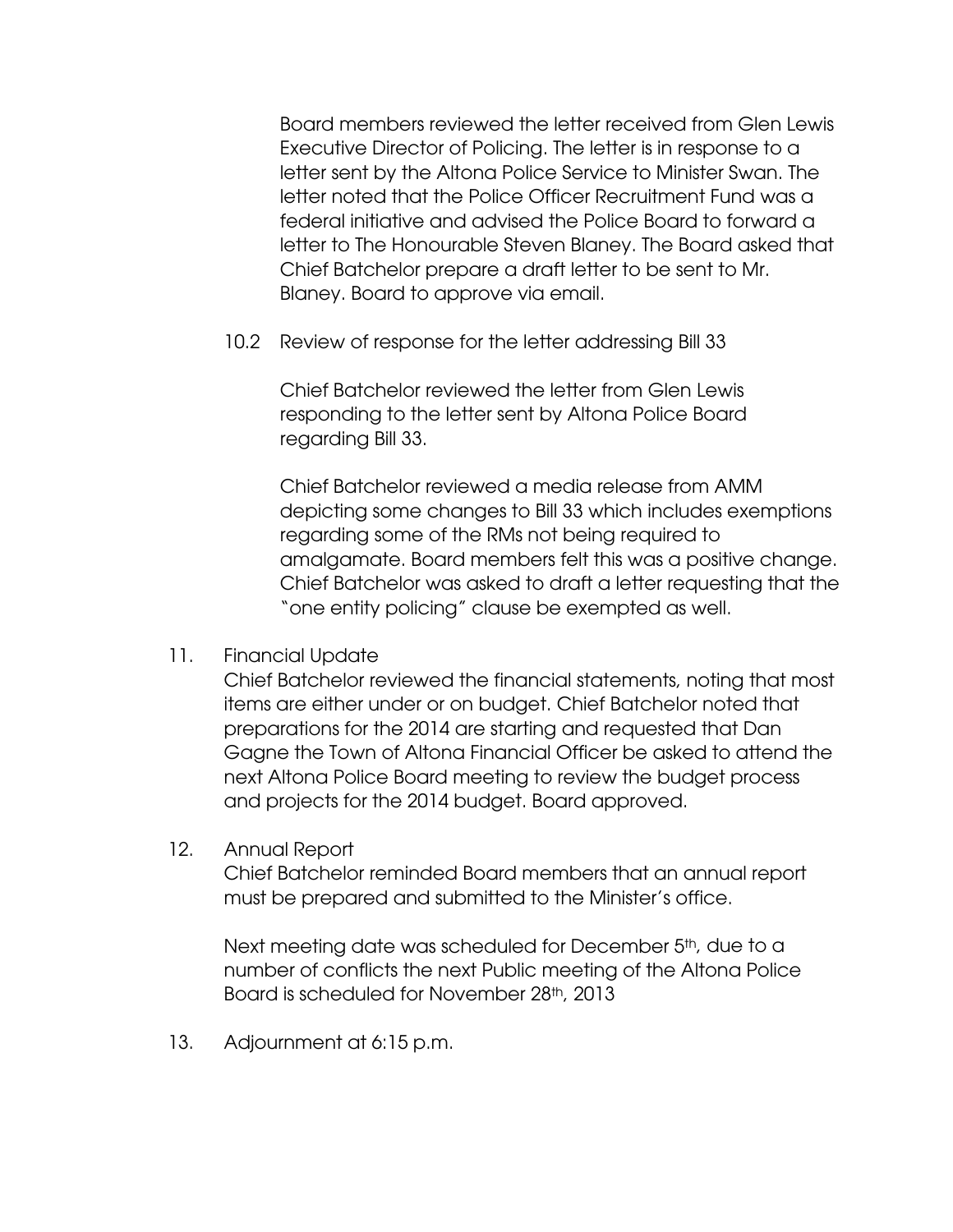Board members reviewed the letter received from Glen Lewis Executive Director of Policing. The letter is in response to a letter sent by the Altona Police Service to Minister Swan. The letter noted that the Police Officer Recruitment Fund was a federal initiative and advised the Police Board to forward a letter to The Honourable Steven Blaney. The Board asked that Chief Batchelor prepare a draft letter to be sent to Mr. Blaney. Board to approve via email.

10.2 Review of response for the letter addressing Bill 33

Chief Batchelor reviewed the letter from Glen Lewis responding to the letter sent by Altona Police Board regarding Bill 33.

Chief Batchelor reviewed a media release from AMM depicting some changes to Bill 33 which includes exemptions regarding some of the RMs not being required to amalgamate. Board members felt this was a positive change. Chief Batchelor was asked to draft a letter requesting that the "one entity policing" clause be exempted as well.

11. Financial Update

Chief Batchelor reviewed the financial statements, noting that most items are either under or on budget. Chief Batchelor noted that preparations for the 2014 are starting and requested that Dan Gagne the Town of Altona Financial Officer be asked to attend the next Altona Police Board meeting to review the budget process and projects for the 2014 budget. Board approved.

12. Annual Report

Chief Batchelor reminded Board members that an annual report must be prepared and submitted to the Minister's office.

Next meeting date was scheduled for December 5th, due to a number of conflicts the next Public meeting of the Altona Police Board is scheduled for November 28th, 2013

13. Adjournment at 6:15 p.m.